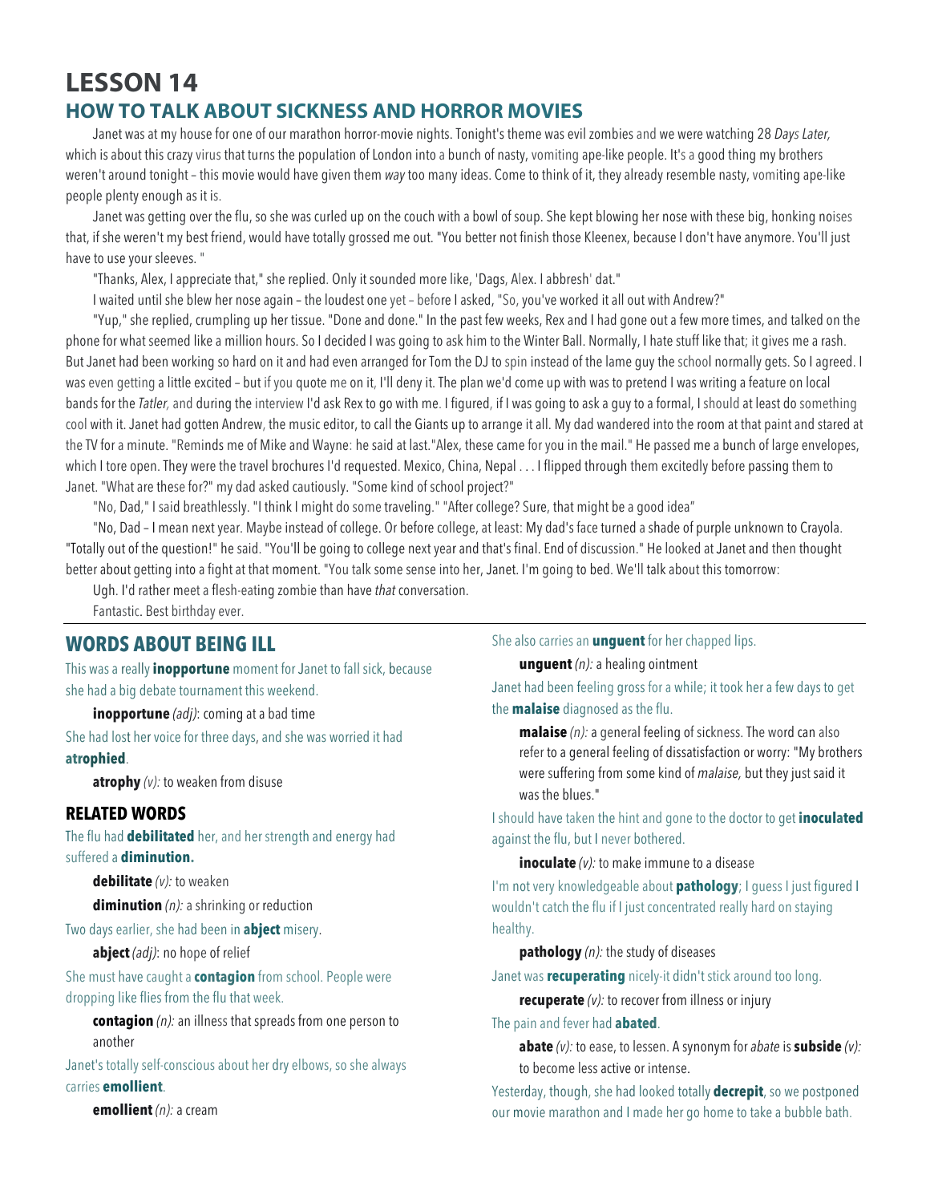# LESSON 14

## HOW TO TALK ABOUT SICKNESS AND HORROR MOVIES

Janet was at my house for one of our marathon horror-movie nights. Tonight's theme was evil zombies and we were watching 28 *Days Later,* which is about this crazy virus that turns the population of London into a bunch of nasty, vomiting ape-like people. It's a good thing my brothers weren't around tonight – this movie would have given them *way* too many ideas. Come to think of it, they already resemble nasty, vomiting ape-like people plenty enough as it is.

Janet was getting over the flu, so she was curled up on the couch with a bowl of soup. She kept blowing her nose with these big, honking noises that, if she weren't my best friend, would have totally grossed me out. "You better not finish those Kleenex, because I don't have anymore. You'll just have to use your sleeves. "

"Thanks, Alex, I appreciate that," she replied. Only it sounded more like, 'Dags, Alex. I abbresh' dat."

I waited until she blew her nose again – the loudest one yet – before I asked, "So, you've worked it all out with Andrew?"

"Yup," she replied, crumpling up her tissue. "Done and done." In the past few weeks, Rex and I had gone out a few more times, and talked on the phone for what seemed like a million hours. So I decided I was going to ask him to the Winter Ball. Normally, I hate stuff like that; it gives me a rash. But Janet had been working so hard on it and had even arranged for Tom the DJ to spin instead of the lame guy the school normally gets. So I agreed. I was even getting a little excited – but if you quote me on it, I'll deny it. The plan we'd come up with was to pretend I was writing a feature on local bands for the *Tatler,* and during the interview I'd ask Rex to go with me. I figured, if I was going to ask a guy to a formal, I should at least do something cool with it. Janet had gotten Andrew, the music editor, to call the Giants up to arrange it all. My dad wandered into the room at that paint and stared at the TV for a minute. "Reminds me of Mike and Wayne: he said at last."Alex, these came for you in the mail." He passed me a bunch of large envelopes, which I tore open. They were the travel brochures I'd requested. Mexico, China, Nepal . . . I flipped through them excitedly before passing them to Janet. "What are these for?" my dad asked cautiously. "Some kind of school project?"

"No, Dad," I said breathlessly. "I think I might do some traveling." "After college? Sure, that might be a good idea"

"No, Dad – I mean next year. Maybe instead of college. Or before college, at least: My dad's face turned a shade of purple unknown to Crayola. "Totally out of the question!" he said. "You'll be going to college next year and that's final. End of discussion." He looked at Janet and then thought better about getting into a fight at that moment. "You talk some sense into her, Janet. I'm going to bed. We'll talk about this tomorrow:

Ugh. I'd rather meet a flesh-eating zombie than have *that* conversation.

Fantastic. Best birthday ever.

---

## WORDS ABOUT BEING ILL

This was a really **inopportune** moment for Janet to fall sick, because she had a big debate tournament this weekend.

**inopportune** *(adj)*: coming at a bad time

She had lost her voice for three days, and she was worried it had **atrophied**.

**atrophy** *(v):* to weaken from disuse

### RELATED WORDS

The flu had **debilitated** her, and her strength and energy had suffered a **diminution.**

**debilitate** *(v):* to weaken

**diminution** *(n):* a shrinking or reduction

Two days earlier, she had been in **abject** misery.

**abject** *(adj)*: no hope of relief

She must have caught a **contagion** from school. People were dropping like flies from the flu that week.

**contagion** *(n):* an illness that spreads from one person to another

Janet's totally self-conscious about her dry elbows, so she always carries **emollient**.

**emollient** *(n):* a cream

She also carries an **unguent** for her chapped lips.

**unguent** *(n):* a healing ointment

Janet had been feeling gross for a while; it took her a few days to get the **malaise** diagnosed as the flu.

**malaise** *(n):* a general feeling of sickness. The word can also refer to a general feeling of dissatisfaction or worry: "My brothers were suffering from some kind of *malaise,* but they just said it was the blues."

I should have taken the hint and gone to the doctor to get **inoculated** against the flu, but I never bothered.

**inoculate** *(v):* to make immune to a disease

I'm not very knowledgeable about **pathology**; I guess I just figured I wouldn't catch the flu if I just concentrated really hard on staying healthy.

**pathology** *(n):* the study of diseases

Janet was **recuperating** nicely-it didn't stick around too long.

**recuperate** *(v):* to recover from illness or injury

The pain and fever had **abated**.

**abate** *(v):* to ease, to lessen. A synonym for *abate* is **subside** *(v):* to become less active or intense.

Yesterday, though, she had looked totally **decrepit**, so we postponed our movie marathon and I made her go home to take a bubble bath.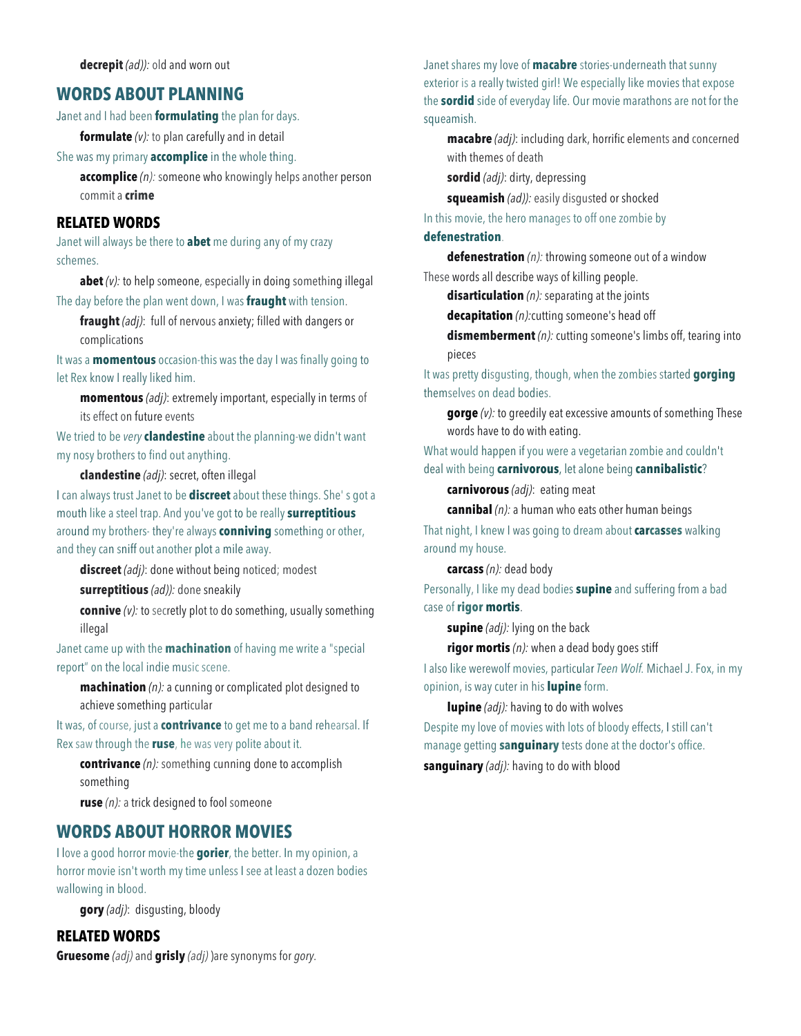**decrepit** *(ad)):* old and worn out

## WORDS ABOUT PLANNING

Janet and I had been **formulating** the plan for days.

**formulate** *(v):* to plan carefully and in detail

She was my primary **accomplice** in the whole thing.

**accomplice** *(n):* someone who knowingly helps another person commit a **crime**

### RELATED WORDS

Janet will always be there to **abet** me during any of my crazy schemes.

**abet** *(v):* to help someone, especially in doing something illegal

The day before the plan went down, I was **fraught** with tension.

**fraught** *(adj)*: full of nervous anxiety; filled with dangers or complications

It was a **momentous** occasion-this was the day I was finally going to let Rex know I really liked him.

**momentous** *(adj)*: extremely important, especially in terms of its effect on future events

We tried to be *very* **clandestine** about the planning-we didn't want my nosy brothers to find out anything.

**clandestine** *(adj)*: secret, often illegal

I can always trust Janet to be **discreet** about these things. She' s got a mouth like a steel trap. And you've got to be really **surreptitious** around my brothers- they're always **conniving** something or other, and they can sniff out another plot a mile away.

**discreet** *(adj)*: done without being noticed; modest

**surreptitious** *(ad)):* done sneakily

**connive** *(v):* to secretly plot to do something, usually something illegal

Janet came up with the **machination** of having me write a "special report" on the local indie music scene.

**machination** *(n):* a cunning or complicated plot designed to achieve something particular

It was, of course, just a **contrivance** to get me to a band rehearsal. If Rex saw through the **ruse**, he was very polite about it.

**contrivance** *(n):* something cunning done to accomplish something

**ruse** *(n):* a trick designed to fool someone

## WORDS ABOUT HORROR MOVIES

I love a good horror movie-the **gorier**, the better. In my opinion, a horror movie isn't worth my time unless I see at least a dozen bodies wallowing in blood.

**gory** *(adj)*: disgusting, bloody

### RELATED WORDS

**Gruesome** *(adj)* and **grisly** *(adj)* )are synonyms for *gory*.

Janet shares my love of **macabre** stories-underneath that sunny exterior is a really twisted girl! We especially like movies that expose the **sordid** side of everyday life. Our movie marathons are not for the squeamish.

**macabre** *(adj)*: including dark, horrific elements and concerned with themes of death

**sordid** *(adj)*: dirty, depressing

**squeamish** *(ad)):* easily disgusted or shocked

In this movie, the hero manages to off one zombie by **defenestration**.

**defenestration** *(n):* throwing someone out of a window

These words all describe ways of killing people.

**disarticulation** *(n):* separating at the joints

**decapitation** *(n):*cutting someone's head off

**dismemberment** *(n):* cutting someone's limbs off, tearing into pieces

It was pretty disgusting, though, when the zombies started **gorging** themselves on dead bodies.

**gorge** *(v):* to greedily eat excessive amounts of something These words have to do with eating.

What would happen if you were a vegetarian zombie and couldn't deal with being **carnivorous**, let alone being **cannibalistic**?

**carnivorous** *(adj)*: eating meat

**cannibal** *(n):* a human who eats other human beings

That night, I knew I was going to dream about **carcasses** walking around my house.

**carcass** *(n):* dead body

Personally, I like my dead bodies **supine** and suffering from a bad case of **rigor mortis**.

**supine** *(adj):* lying on the back

**rigor mortis** *(n):* when a dead body goes stiff

I also like werewolf movies, particular *Teen Wolf.* Michael J. Fox, in my opinion, is way cuter in his **lupine** form.

**lupine** *(adj):* having to do with wolves

Despite my love of movies with lots of bloody effects, I still can't manage getting **sanguinary** tests done at the doctor's office.

**sanguinary** *(adj):* having to do with blood